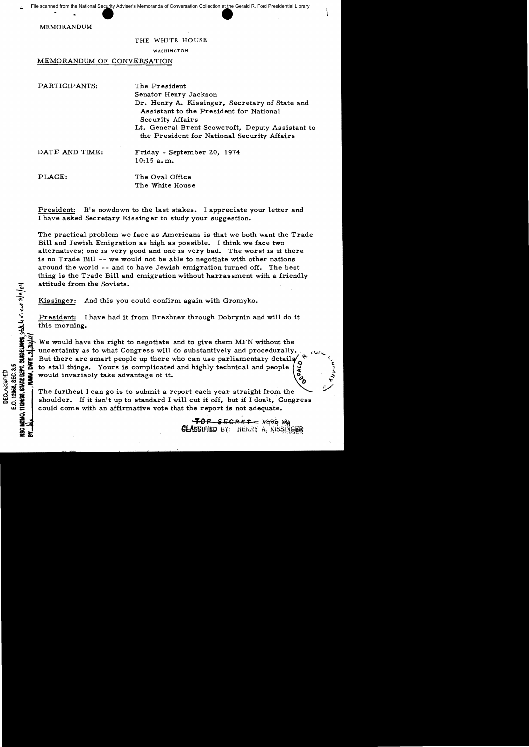File scanned from the National Security Adviser's Memoranda of Conversation Collection at the Gerald R. Ford Presidential Library

MEMORANDUM

THE WHITE HOUSE

WASHINGTON

MEMORANDUM OF CONVERSATION

PARTICIPANTS: The President
Senator Henry Jackson
Dr. Henry A. Kissinger, Secretary of State and Assistant to the President for National Security Affairs
Lt. General Brent Scowcroft, Deputy Assistant to the President for National Security Affairs

DATE AND TIME: Friday - September 20, 1974
10:15 a.m.

PLACE: The Oval Office
The White House

President: It's nowdown to the last stakes. I appreciate your letter and I have asked Secretary Kissinger to study your suggestion.

The practical problem we face as Americans is that we both want the Trade Bill and Jewish Emigration as high as possible. I think we face two alternatives; one is very good and one is very bad. The worst is if there is no Trade Bill -- we would not be able to negotiate with other nations around the world -- and to have Jewish emigration turned off. The best thing is the Trade Bill and emigration without harrassment with a friendly attitude from the Soviets.

Kissinger: And this you could confirm again with Gromyko.

President: I have had it from Brezhnev through Dobrynin and will do it this morning.

We would have the right to negotiate and to give them MFN without the uncertainty as to what Congress will do substantively and procedurally. But there are smart people up there who can use parliamentary details to stall things. Yours is complicated and highly technical and people would invariably take advantage of it.

The furthest I can go is to submit a report each year straight from the shoulder. If it isn't up to standard I will cut it off, but if I don't, Congress could come with an affirmative vote that the report is not adequate.

TOP SECRET - XGDS (3)
CLASSIFIED BY: HENRY A. KISSINGER

DECLASSIFIED
E.O. 12958, SEC. 3.5
NSC MEMO, 11/24/98, STATE DEPT. GUIDELINES, State review 3/9/04
BY, NARA, DATE 3/30/04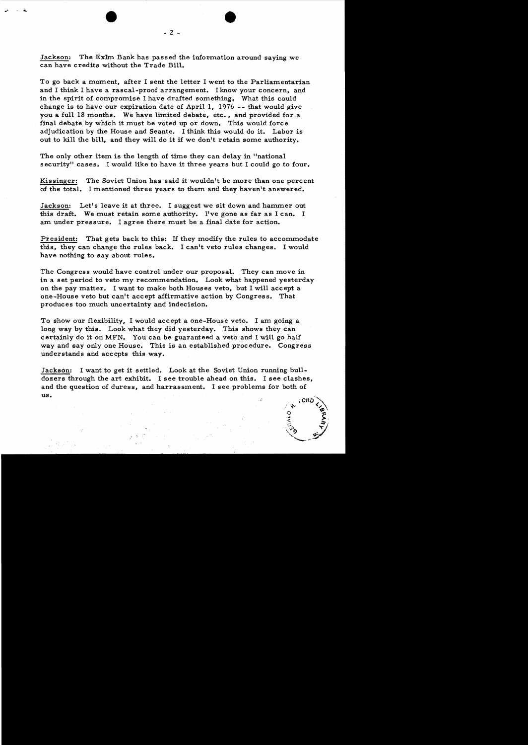Jackson: The ExIm Bank has passed the information around saying we can have credits without the Trade Bill.

To go back a moment, after I sent the letter I went to the Parliamentarian and I think I have a rascal-proof arrangement. I know your concern, and in the spirit of compromise I have drafted something. What this could change is to have our expiration date of April 1, 1976 -- that would give you a full 18 months. We have limited debate, etc., and provided for a final debate by which it must be voted up or down. This would force adjudication by the House and Seante. I think this would do it. Labor is out to kill the bill, and they will do it if we don't retain some authority.

The only other item is the length of time they can delay in "national security" cases. I would like to have it three years but I could go to four.

Kissinger: The Soviet Union has said it wouldn't be more than one percent of the total. I mentioned three years to them and they haven't answered.

Jackson: Let's leave it at three. I suggest we sit down and hammer out this draft. We must retain some authority. I've gone as far as I can. I am under pressure. I agree there must be a final date for action.

President: That gets back to this: If they modify the rules to accommodate this, they can change the rules back. I can't veto rules changes. I would have nothing to say about rules.

The Congress would have control under our proposal. They can move in in a set period to veto my recommendation. Look what happened yesterday on the pay matter. I want to make both Houses veto, but I will accept a one-House veto but can't accept affirmative action by Congress. That produces too much uncertainty and indecision.

To show our flexibility, I would accept a one-House veto. I am going a long way by this. Look what they did yesterday. This shows they can certainly do it on MFN. You can be guaranteed a veto and I will go half way and say only one House. This is an established procedure. Congress understands and accepts this way.

Jackson: I want to get it settled. Look at the Soviet Union running bulldozers through the art exhibit. I see trouble ahead on this. I see clashes, and the question of duress, and harrassment. I see problems for both of us.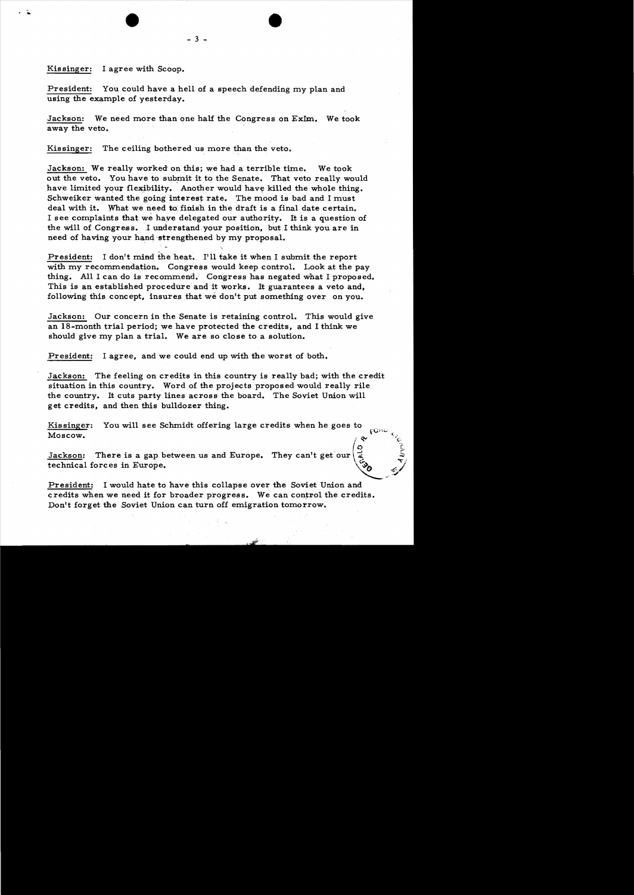Kissinger: I agree with Scoop.

President: You could have a hell of a speech defending my plan and using the example of yesterday.

Jackson: We need more than one half the Congress on ExIm. We took away the veto.

Kissinger: The ceiling bothered us more than the veto.

Jackson: We really worked on this; we had a terrible time. We took out the veto. You have to submit it to the Senate. That veto really would have limited your flexibility. Another would have killed the whole thing. Schweiker wanted the going interest rate. The mood is bad and I must deal with it. What we need to finish in the draft is a final date certain. I see complaints that we have delegated our authority. It is a question of the will of Congress. I understand your position, but I think you are in need of having your hand strengthened by my proposal.

President: I don't mind the heat. I'll take it when I submit the report with my recommendation. Congress would keep control. Look at the pay thing. All I can do is recommend. Congress has negated what I proposed. This is an established procedure and it works. It guarantees a veto and, following this concept, insures that we don't put something over on you.

Jackson: Our concern in the Senate is retaining control. This would give an 18-month trial period; we have protected the credits, and I think we should give my plan a trial. We are so close to a solution.

President: I agree, and we could end up with the worst of both.

Jackson: The feeling on credits in this country is really bad; with the credit situation in this country. Word of the projects proposed would really rile the country. It cuts party lines across the board. The Soviet Union will get credits, and then this bulldozer thing.

Kissinger: You will see Schmidt offering large credits when he goes to Moscow.

Jackson: There is a gap between us and Europe. They can't get our technical forces in Europe.

President: I would hate to have this collapse over the Soviet Union and credits when we need it for broader progress. We can control the credits. Don't forget the Soviet Union can turn off emigration tomorrow.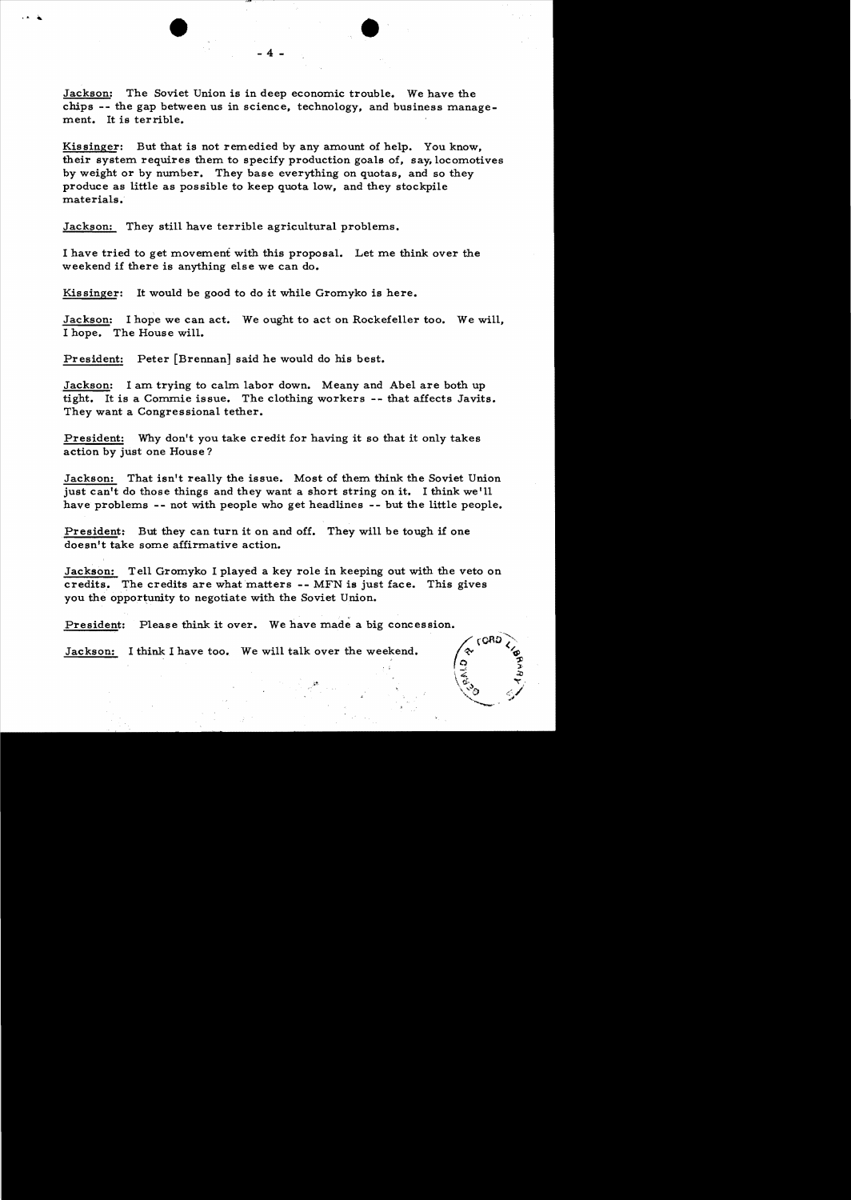Jackson: The Soviet Union is in deep economic trouble. We have the chips -- the gap between us in science, technology, and business management. It is terrible.

Kissinger: But that is not remedied by any amount of help. You know, their system requires them to specify production goals of, say, locomotives by weight or by number. They base everything on quotas, and so they produce as little as possible to keep quota low, and they stockpile materials.

Jackson: They still have terrible agricultural problems.

I have tried to get movement with this proposal. Let me think over the weekend if there is anything else we can do.

Kissinger: It would be good to do it while Gromyko is here.

Jackson: I hope we can act. We ought to act on Rockefeller too. We will, I hope. The House will.

President: Peter [Brennan] said he would do his best.

Jackson: I am trying to calm labor down. Meany and Abel are both up tight. It is a Commie issue. The clothing workers -- that affects Javits. They want a Congressional tether.

President: Why don't you take credit for having it so that it only takes action by just one House?

Jackson: That isn't really the issue. Most of them think the Soviet Union just can't do those things and they want a short string on it. I think we'll have problems -- not with people who get headlines -- but the little people.

President: But they can turn it on and off. They will be tough if one doesn't take some affirmative action.

Jackson: Tell Gromyko I played a key role in keeping out with the veto on credits. The credits are what matters -- MFN is just face. This gives you the opportunity to negotiate with the Soviet Union.

President: Please think it over. We have made a big concession.

Jackson: I think I have too. We will talk over the weekend.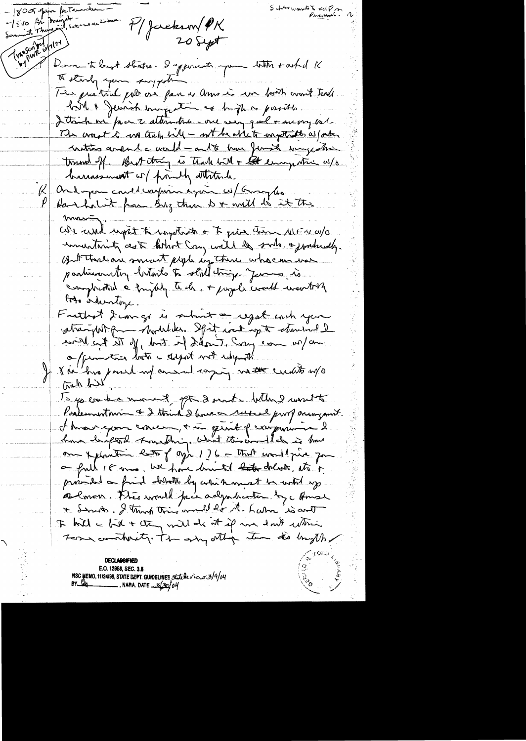- 1800 year for Trunk —
- 1500 for Margaret — Set ...
Summit Thursday ...

Transcribed by PWR 10/1/?4

P/Jackson/PK
20 Sept

Schultz wants to call on Pinnamid. 2

Dear — to best states. I appreciate your letter + asked K to study your suggestion.

The practical problem as far as Arms is we both want trade bill + Jewish emigration as high as possible. I think we face 2 alternatives — one very good + one very bad. The worst is no trade bill — not be able to negotiate w/other nations around the world — and to have Jewish emigration turned off. Best thing is trade bill + emigration w/o harassment w/ friendly attitude.

K And you could confirm again w/ Gromyko
P Have talked face Brez then D + will do it this morning.

We would expect to negotiate + to get them MFN w/o uncertainty as to what Cong will do — sub. + procedurally. But there are smart people up there who can use particularly to add things. Jewish is complicated + highly tech. + people would want to take advantage.

Further I cannot go in submit a report each year stating what we have told. If it is not up to standard I would cut it off, but if I don't, Cong can w/ an a/ ... vote — report not adequate.

J X ... has joined my amend saying no ... credits w/o trade bill.

Is yes ... a moment after I sent the letter I went to Parliamentarian & I think I have a ... proof arrangement. I know your concern, + in spirit of compromise I have drafted something. What this would do is have our X-piration date of ... 1976 — that would give you a full 18 mos. We have limited ... debate, etc. + provided a ... .... by which it must be voted up or down. This would force adjudication by the House + Senate. I think this would do it. Labor is out to kill the bill + they will do it if we don't ... Senate ... other ... the length/

DECLASSIFIED
E.O. 12958, SEC. 3.5
NSC MEMO, 11/24/98, STATE DEPT. GUIDELINES State review 3/9/04
BY ... , NARA. DATE 3/30/04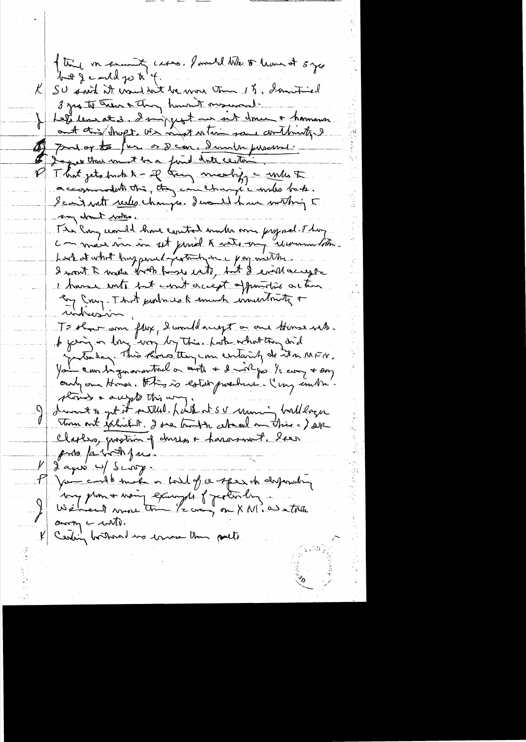f think in security cases. I would like to have it 5 yrs
but I could go to 4.

K SU said it would not be more than 1 yr. I have tried 3 yrs to them & they haven't answered.

J Let's leave at 3. I suggest we sit down & hammer out this draft. We must retain some continuity. I push for as 3 can. I would be pleased.

? I agree there must be a fixed date certain.

P That gets back to — if they modify a, unless to accommodate this, they can change a rules back. I can't write rules changes. I would have nothing to say about rules.

The Cong would have control under our proposal. They can move in in set period to veto any recommendation. Look at what happened yesterday on pay matter.

I want to make both houses veto, but I could accept 1 house veto but can't accept affirmative action by Cong. That produces too much uncertainty & indecision.

To show our flex, I would accept a one House veto. I'm going a long way by this. Look what they did yesterday. This shows they can certainly do it on MFN. You can be guaranteed a veto & it will go. It can say any only one House. This is established procedure. Cong can make strides & accept this way.

J I want to get it settled. Look at SU moving bulldozers thru art exhibit. I see trouble ahead on this — the Sakharov, protection of dissent & harassment. I see probs for both of us.

K I agree w/ Scoop.

P You could make a hell of a speech defending my plan & using example of yesterday.

J We need more than 1/2 way on MFN. We take away a veto.

K Cutting both ways is more than quota.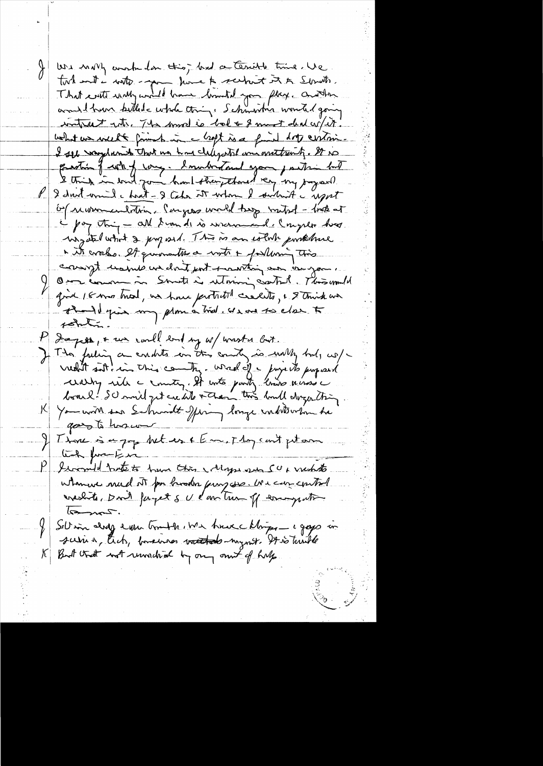J We worry about this; had a terrible time. We took out — note — you have to submit it to Senate. That note really would have limited your flex. Another would have killed whole thing. Schweiker wanted going into it note. The mood is bad & I must deal w/it. What we need friends in a bill is a firm dollar certain. I see very clearly that we have delegated our authority. It is question of who — of way. I understand your position but I think in end you have strengthened my [hand?].

P I don't mind a limit — I take it when I submit a report of recommendation. Congress would keep control — but at a pay thing — all I read is recommend. Congress has negated what I proposed. This is an absolute [pratfall?] & it works. It guarantees a vote + following this concept means we don't put anything over on you.

J Our concern in Senate is retaining control. This would give 15 mo. trial, we have protected credits, & I think we should give my plan a trial. We are so close to solution.

P Jaycees, & we could end up w/ nuclear [lost?].

J The feeling on credits in this country is [widely held?] w/ credit [stuff?] in this country. Word of a project proposed really rile a country. It cuts party lines across a board! SU could get credits & then this would destroy things.

K You will see Schmidt offering large credits when he goes to Moscow.

J There is a gap between us & Europe. They can't get our [link?] from Europe.

P I would hate to have this collapse over SU & credits. Whenever need it for broader purposes. We can control credits. Don't forget SU can turn off emigration tomorrow.

J SU is already a an trouble. We have c Kluge — a gap in social, tech, business [???]. It is terrible.

K But that not remedied by any amount of help.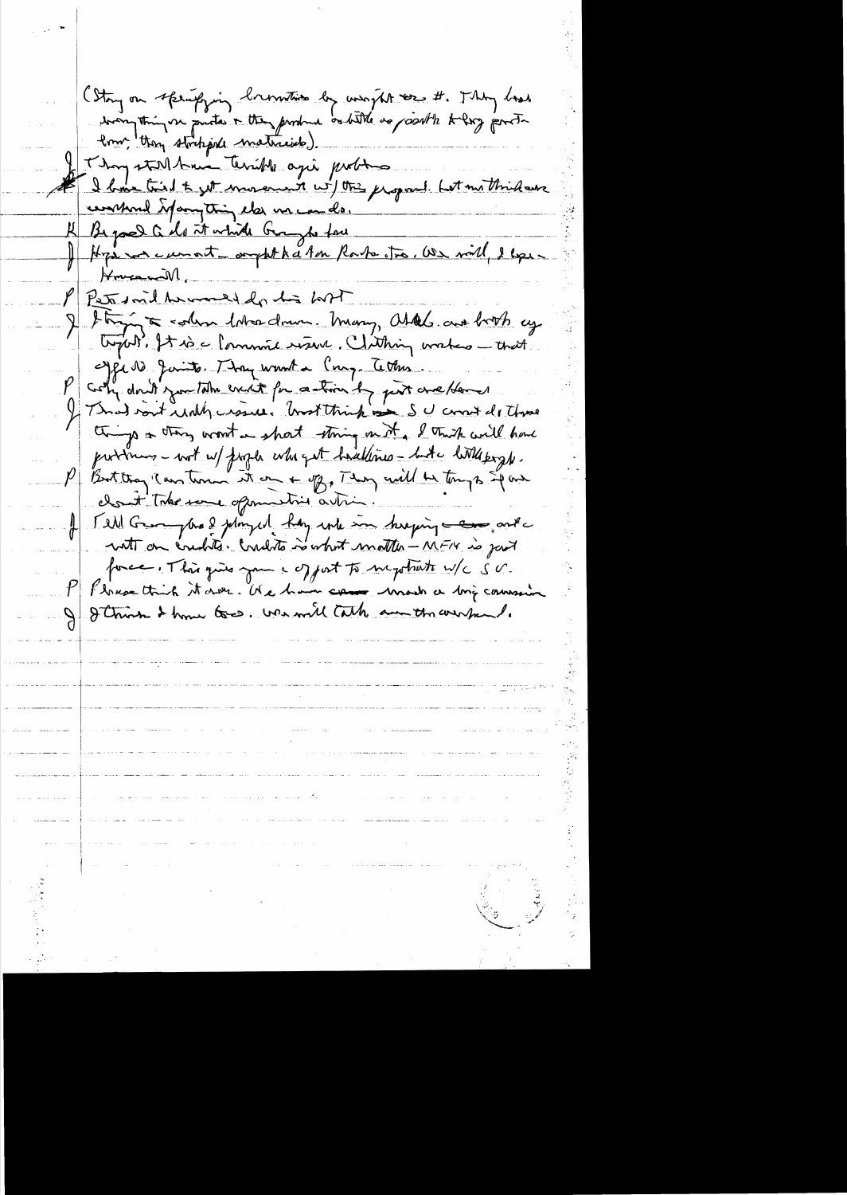(Stay on specifying limitations by weight or #. They had everything on quota & they produced as little as possible to bring quota down, they stockpile materials).

J They still have terrible agri problems.
I have tried to get movement w/ this proposal. Let me think over weekend if anything else we can do.

K Be good G do it while Gromyko here.

J Hope we can work out something at the Kosygin talks. We will, I hope.

P Pete said he would do his best.

J Trying to calm lobbies down. Meany, AFL & both cy [?]. It is a commercial issue. Clothing workers – that affects Javits. They want a [?]. Others.

P Why don't you take credit for action by port workers?

J That isn't really issue. Don't think SU can't do these things & they want a short string on it. I think will have problems – not w/ people who get headlines – but a little longer.

P But they can turn it on & off. They will be tough if we don't take some affirmative action.

J Tell Gromyko I played key role in keeping [?] out & wait on credits. Credits is what matter – MFN is just façade. This gives you an effort to negotiate w/c SU.

P Please think it over. We have made a big concession.

J I think I have too. We will talk over the weekend.